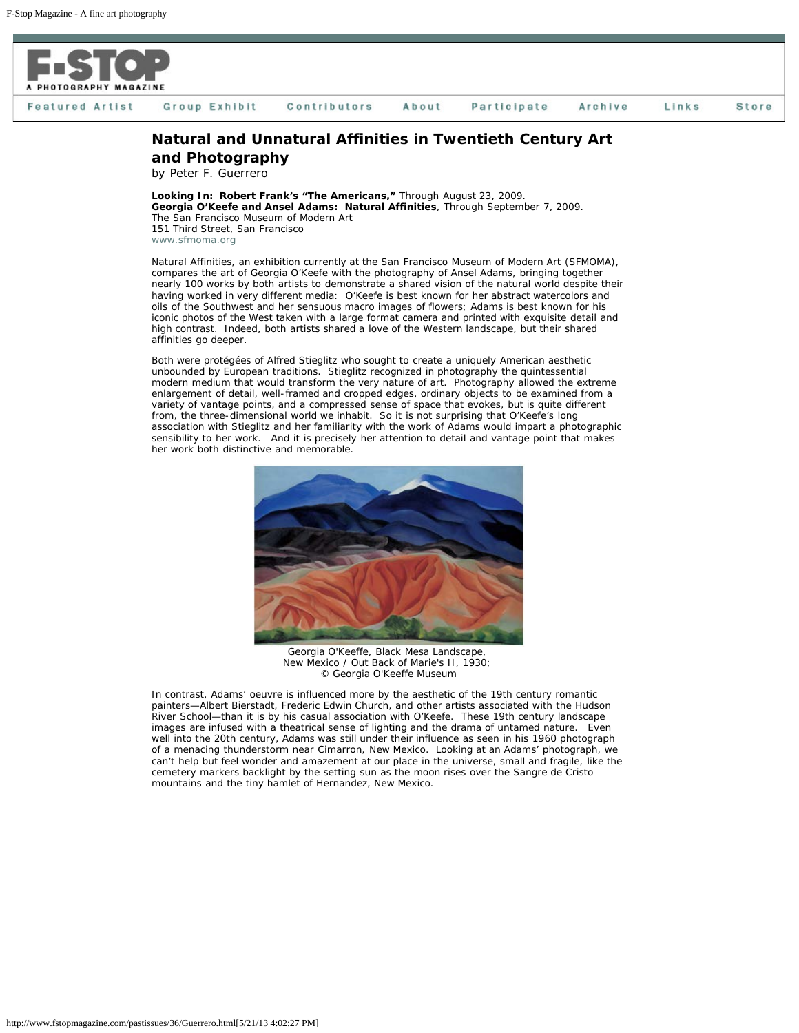# Natural and Unnatural Affinities in Twentieth Century Art and Photography

by Peter F. Guerrero

**Looking In: Robert Frank's "The Americans,"** Through August 23, 2009.
**Georgia O'Keefe and Ansel Adams: Natural Affinities**, Through September 7, 2009.
The San Francisco Museum of Modern Art
151 Third Street, San Francisco
www.sfmoma.org

Natural Affinities, an exhibition currently at the San Francisco Museum of Modern Art (SFMOMA), compares the art of Georgia O'Keefe with the photography of Ansel Adams, bringing together nearly 100 works by both artists to demonstrate a shared vision of the natural world despite their having worked in very different media: O'Keefe is best known for her abstract watercolors and oils of the Southwest and her sensuous macro images of flowers; Adams is best known for his iconic photos of the West taken with a large format camera and printed with exquisite detail and high contrast. Indeed, both artists shared a love of the Western landscape, but their shared affinities go deeper.

Both were protégées of Alfred Stieglitz who sought to create a uniquely American aesthetic unbounded by European traditions. Stieglitz recognized in photography the quintessential modern medium that would transform the very nature of art. Photography allowed the extreme enlargement of detail, well-framed and cropped edges, ordinary objects to be examined from a variety of vantage points, and a compressed sense of space that evokes, but is quite different from, the three-dimensional world we inhabit. So it is not surprising that O'Keefe's long association with Stieglitz and her familiarity with the work of Adams would impart a photographic sensibility to her work. And it is precisely her attention to detail and vantage point that makes her work both distinctive and memorable.

Georgia O'Keeffe, Black Mesa Landscape, New Mexico / Out Back of Marie's II, 1930; © Georgia O'Keeffe Museum

In contrast, Adams' oeuvre is influenced more by the aesthetic of the 19th century romantic painters—Albert Bierstadt, Frederic Edwin Church, and other artists associated with the Hudson River School—than it is by his casual association with O'Keefe. These 19th century landscape images are infused with a theatrical sense of lighting and the drama of untamed nature. Even well into the 20th century, Adams was still under their influence as seen in his 1960 photograph of a menacing thunderstorm near Cimarron, New Mexico. Looking at an Adams' photograph, we can't help but feel wonder and amazement at our place in the universe, small and fragile, like the cemetery markers backlight by the setting sun as the moon rises over the Sangre de Cristo mountains and the tiny hamlet of Hernandez, New Mexico.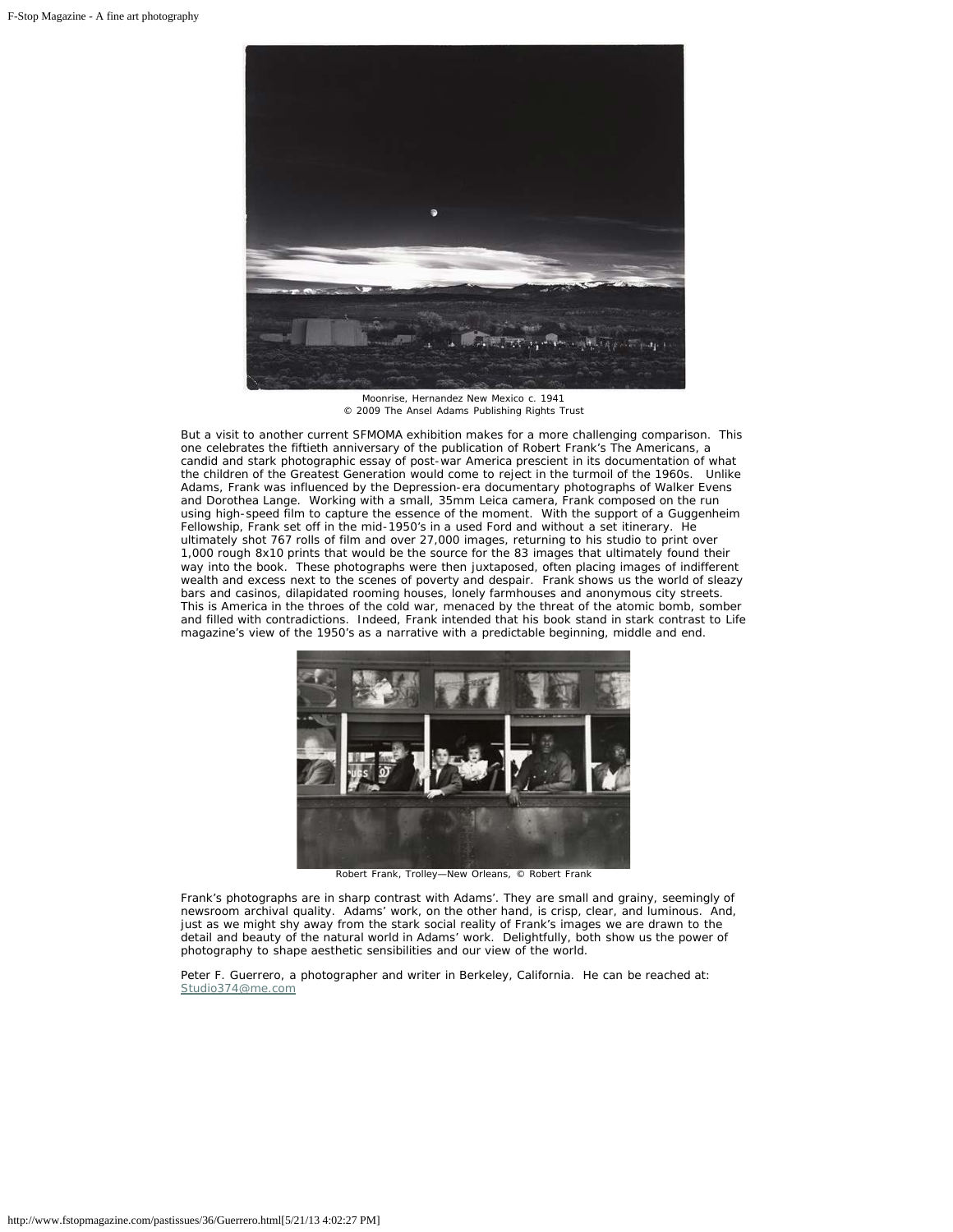Moonrise, Hernandez New Mexico c. 1941
© 2009 The Ansel Adams Publishing Rights Trust

But a visit to another current SFMOMA exhibition makes for a more challenging comparison. This one celebrates the fiftieth anniversary of the publication of Robert Frank's The Americans, a candid and stark photographic essay of post-war America prescient in its documentation of what the children of the Greatest Generation would come to reject in the turmoil of the 1960s. Unlike Adams, Frank was influenced by the Depression-era documentary photographs of Walker Evens and Dorothea Lange. Working with a small, 35mm Leica camera, Frank composed on the run using high-speed film to capture the essence of the moment. With the support of a Guggenheim Fellowship, Frank set off in the mid-1950's in a used Ford and without a set itinerary. He ultimately shot 767 rolls of film and over 27,000 images, returning to his studio to print over 1,000 rough 8x10 prints that would be the source for the 83 images that ultimately found their way into the book. These photographs were then juxtaposed, often placing images of indifferent wealth and excess next to the scenes of poverty and despair. Frank shows us the world of sleazy bars and casinos, dilapidated rooming houses, lonely farmhouses and anonymous city streets. This is America in the throes of the cold war, menaced by the threat of the atomic bomb, somber and filled with contradictions. Indeed, Frank intended that his book stand in stark contrast to Life magazine's view of the 1950's as a narrative with a predictable beginning, middle and end.

Robert Frank, Trolley—New Orleans, © Robert Frank

Frank's photographs are in sharp contrast with Adams'. They are small and grainy, seemingly of newsroom archival quality. Adams' work, on the other hand, is crisp, clear, and luminous. And, just as we might shy away from the stark social reality of Frank's images we are drawn to the detail and beauty of the natural world in Adams' work. Delightfully, both show us the power of photography to shape aesthetic sensibilities and our view of the world.

Peter F. Guerrero, a photographer and writer in Berkeley, California. He can be reached at: [Studio374@me.com](mailto:Studio374@me.com)